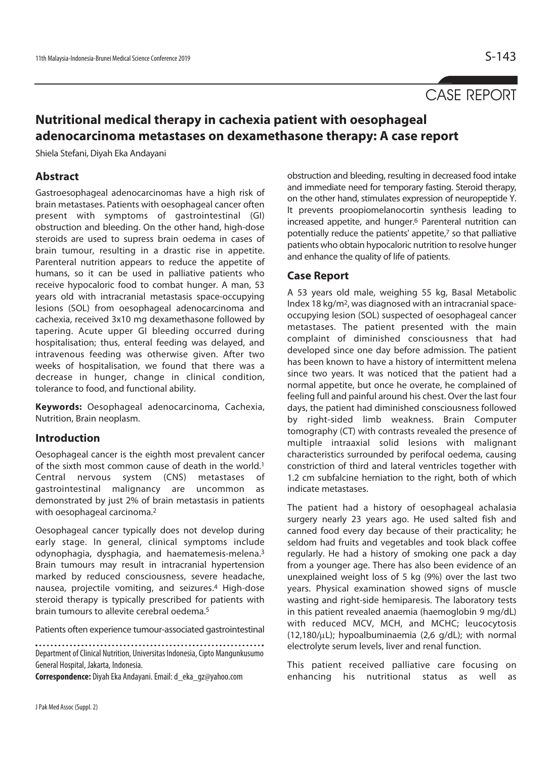CASE REPORT

# Nutritional medical therapy in cachexia patient with oesophageal adenocarcinoma metastases on dexamethasone therapy: A case report

Shiela Stefani, Diyah Eka Andayani

## Abstract

Gastroesophageal adenocarcinomas have a high risk of brain metastases. Patients with oesophageal cancer often present with symptoms of gastrointestinal (GI) obstruction and bleeding. On the other hand, high-dose steroids are used to supress brain oedema in cases of brain tumour, resulting in a drastic rise in appetite. Parenteral nutrition appears to reduce the appetite of humans, so it can be used in palliative patients who receive hypocaloric food to combat hunger. A man, 53 years old with intracranial metastasis space-occupying lesions (SOL) from oesophageal adenocarcinoma and cachexia, received 3x10 mg dexamethasone followed by tapering. Acute upper GI bleeding occurred during hospitalisation; thus, enteral feeding was delayed, and intravenous feeding was otherwise given. After two weeks of hospitalisation, we found that there was a decrease in hunger, change in clinical condition, tolerance to food, and functional ability.

**Keywords:** Oesophageal adenocarcinoma, Cachexia, Nutrition, Brain neoplasm.

## Introduction

Oesophageal cancer is the eighth most prevalent cancer of the sixth most common cause of death in the world.[1] Central nervous system (CNS) metastases of gastrointestinal malignancy are uncommon as demonstrated by just 2% of brain metastasis in patients with oesophageal carcinoma.[2]

Oesophageal cancer typically does not develop during early stage. In general, clinical symptoms include odynophagia, dysphagia, and haematemesis-melena.[3] Brain tumours may result in intracranial hypertension marked by reduced consciousness, severe headache, nausea, projectile vomiting, and seizures.[4] High-dose steroid therapy is typically prescribed for patients with brain tumours to allevite cerebral oedema.[5]

Patients often experience tumour-associated gastrointestinal obstruction and bleeding, resulting in decreased food intake and immediate need for temporary fasting. Steroid therapy, on the other hand, stimulates expression of neuropeptide Y. It prevents proopiomelanocortin synthesis leading to increased appetite, and hunger.[6] Parenteral nutrition can potentially reduce the patients' appetite,[7] so that palliative patients who obtain hypocaloric nutrition to resolve hunger and enhance the quality of life of patients.

## Case Report

A 53 years old male, weighing 55 kg, Basal Metabolic Index 18 kg/m$^2$, was diagnosed with an intracranial space-occupying lesion (SOL) suspected of oesophageal cancer metastases. The patient presented with the main complaint of diminished consciousness that had developed since one day before admission. The patient has been known to have a history of intermittent melena since two years. It was noticed that the patient had a normal appetite, but once he overate, he complained of feeling full and painful around his chest. Over the last four days, the patient had diminished consciousness followed by right-sided limb weakness. Brain Computer tomography (CT) with contrasts revealed the presence of multiple intraaxial solid lesions with malignant characteristics surrounded by perifocal oedema, causing constriction of third and lateral ventricles together with 1.2 cm subfalcine herniation to the right, both of which indicate metastases.

The patient had a history of oesophageal achalasia surgery nearly 23 years ago. He used salted fish and canned food every day because of their practicality; he seldom had fruits and vegetables and took black coffee regularly. He had a history of smoking one pack a day from a younger age. There has also been evidence of an unexplained weight loss of 5 kg (9%) over the last two years. Physical examination showed signs of muscle wasting and right-side hemiparesis. The laboratory tests in this patient revealed anaemia (haemoglobin 9 mg/dL) with reduced MCV, MCH, and MCHC; leucocytosis (12,180/μL); hypoalbuminaemia (2,6 g/dL); with normal electrolyte serum levels, liver and renal function.

This patient received palliative care focusing on enhancing his nutritional status as well as

Department of Clinical Nutrition, Universitas Indonesia, Cipto Mangunkusumo General Hospital, Jakarta, Indonesia.

**Correspondence:** Diyah Eka Andayani. Email: d_eka_gz@yahoo.com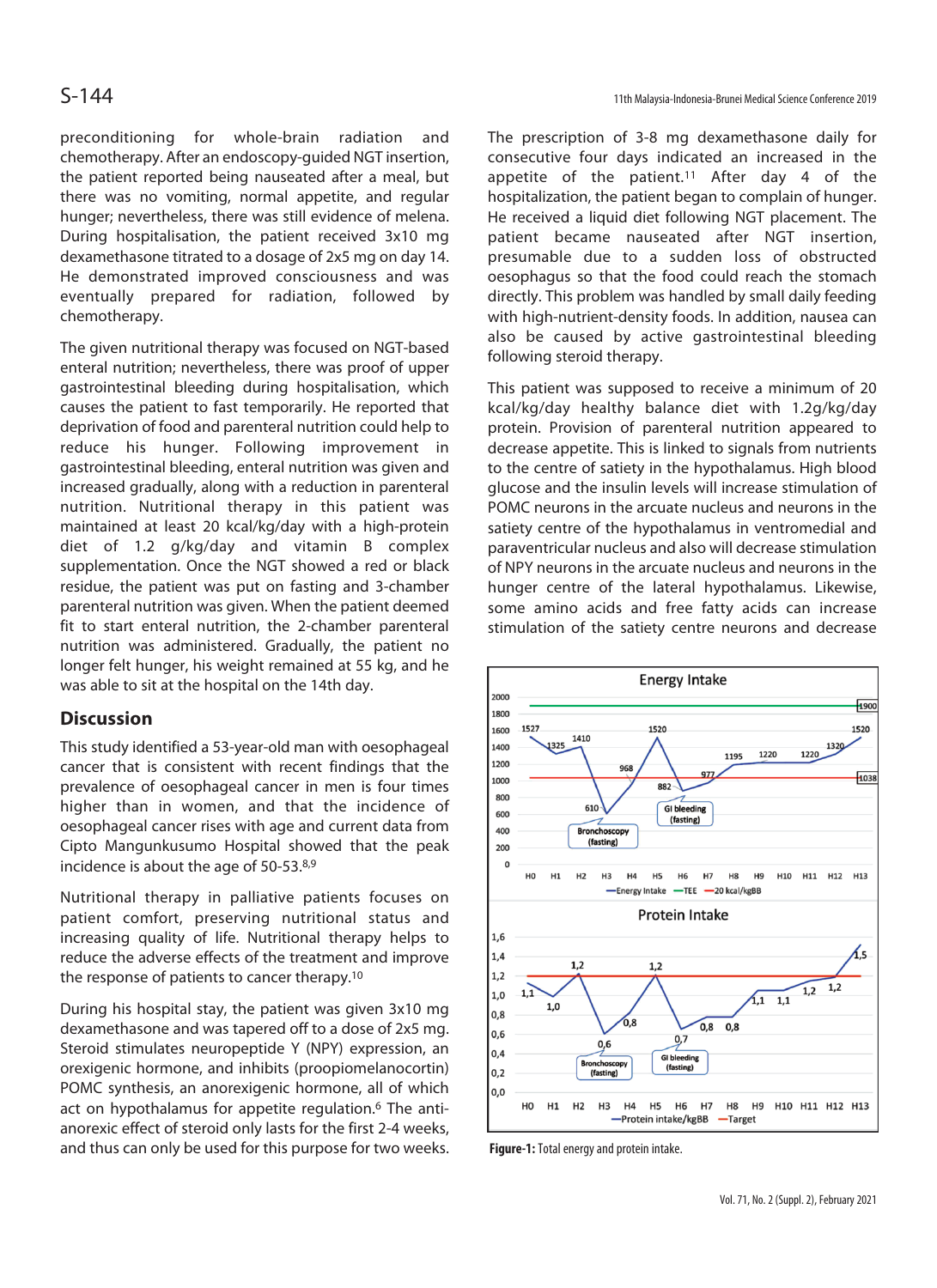preconditioning for whole-brain radiation and chemotherapy. After an endoscopy-guided NGT insertion, the patient reported being nauseated after a meal, but there was no vomiting, normal appetite, and regular hunger; nevertheless, there was still evidence of melena. During hospitalisation, the patient received 3x10 mg dexamethasone titrated to a dosage of 2x5 mg on day 14. He demonstrated improved consciousness and was eventually prepared for radiation, followed by chemotherapy.

The given nutritional therapy was focused on NGT-based enteral nutrition; nevertheless, there was proof of upper gastrointestinal bleeding during hospitalisation, which causes the patient to fast temporarily. He reported that deprivation of food and parenteral nutrition could help to reduce his hunger. Following improvement in gastrointestinal bleeding, enteral nutrition was given and increased gradually, along with a reduction in parenteral nutrition. Nutritional therapy in this patient was maintained at least 20 kcal/kg/day with a high-protein diet of 1.2 g/kg/day and vitamin B complex supplementation. Once the NGT showed a red or black residue, the patient was put on fasting and 3-chamber parenteral nutrition was given. When the patient deemed fit to start enteral nutrition, the 2-chamber parenteral nutrition was administered. Gradually, the patient no longer felt hunger, his weight remained at 55 kg, and he was able to sit at the hospital on the 14th day.

## Discussion

This study identified a 53-year-old man with oesophageal cancer that is consistent with recent findings that the prevalence of oesophageal cancer in men is four times higher than in women, and that the incidence of oesophageal cancer rises with age and current data from Cipto Mangunkusumo Hospital showed that the peak incidence is about the age of 50-53.[8,9]

Nutritional therapy in palliative patients focuses on patient comfort, preserving nutritional status and increasing quality of life. Nutritional therapy helps to reduce the adverse effects of the treatment and improve the response of patients to cancer therapy.[10]

During his hospital stay, the patient was given 3x10 mg dexamethasone and was tapered off to a dose of 2x5 mg. Steroid stimulates neuropeptide Y (NPY) expression, an orexigenic hormone, and inhibits (proopiomelanocortin) POMC synthesis, an anorexigenic hormone, all of which act on hypothalamus for appetite regulation.[6] The anti-anorexic effect of steroid only lasts for the first 2-4 weeks, and thus can only be used for this purpose for two weeks. The prescription of 3-8 mg dexamethasone daily for consecutive four days indicated an increased in the appetite of the patient.[11] After day 4 of the hospitalization, the patient began to complain of hunger. He received a liquid diet following NGT placement. The patient became nauseated after NGT insertion, presumable due to a sudden loss of obstructed oesophagus so that the food could reach the stomach directly. This problem was handled by small daily feeding with high-nutrient-density foods. In addition, nausea can also be caused by active gastrointestinal bleeding following steroid therapy.

This patient was supposed to receive a minimum of 20 kcal/kg/day healthy balance diet with 1.2g/kg/day protein. Provision of parenteral nutrition appeared to decrease appetite. This is linked to signals from nutrients to the centre of satiety in the hypothalamus. High blood glucose and the insulin levels will increase stimulation of POMC neurons in the arcuate nucleus and neurons in the satiety centre of the hypothalamus in ventromedial and paraventricular nucleus and also will decrease stimulation of NPY neurons in the arcuate nucleus and neurons in the hunger centre of the lateral hypothalamus. Likewise, some amino acids and free fatty acids can increase stimulation of the satiety centre neurons and decrease

**Figure-1:** Total energy and protein intake.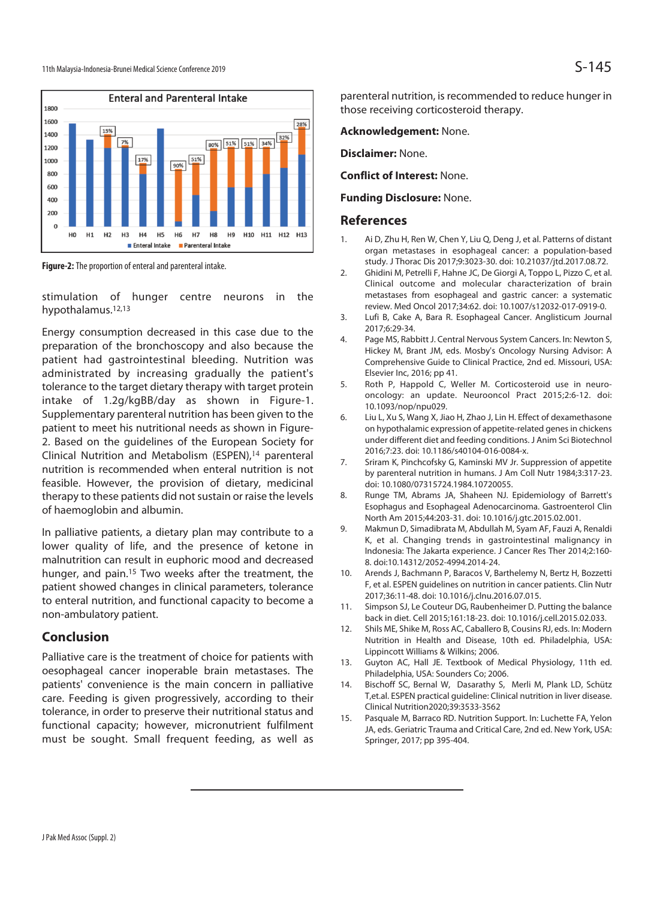Enteral and Parenteral Intake

1800
1600
1400
1200
1000
800
600
400
200
0

H0 H1 H2 H3 H4 H5 H6 H7 H8 H9 H10 H11 H12 H13

15% 7% 17% 90% 51% 80% 51% 51% 34% 32% 28%

Enteral Intake  Parenteral Intake

**Figure-2:** The proportion of enteral and parenteral intake.

stimulation of hunger centre neurons in the hypothalamus.[12,13]

Energy consumption decreased in this case due to the preparation of the bronchoscopy and also because the patient had gastrointestinal bleeding. Nutrition was administrated by increasing gradually the patient's tolerance to the target dietary therapy with target protein intake of 1.2g/kgBB/day as shown in Figure-1. Supplementary parenteral nutrition has been given to the patient to meet his nutritional needs as shown in Figure-2. Based on the guidelines of the European Society for Clinical Nutrition and Metabolism (ESPEN),[14] parenteral nutrition is recommended when enteral nutrition is not feasible. However, the provision of dietary, medicinal therapy to these patients did not sustain or raise the levels of haemoglobin and albumin.

In palliative patients, a dietary plan may contribute to a lower quality of life, and the presence of ketone in malnutrition can result in euphoric mood and decreased hunger, and pain.[15] Two weeks after the treatment, the patient showed changes in clinical parameters, tolerance to enteral nutrition, and functional capacity to become a non-ambulatory patient.

## Conclusion

Palliative care is the treatment of choice for patients with oesophageal cancer inoperable brain metastases. The patients' convenience is the main concern in palliative care. Feeding is given progressively, according to their tolerance, in order to preserve their nutritional status and functional capacity; however, micronutrient fulfilment must be sought. Small frequent feeding, as well as parenteral nutrition, is recommended to reduce hunger in those receiving corticosteroid therapy.

**Acknowledgement:** None.

**Disclaimer:** None.

**Conflict of Interest:** None.

**Funding Disclosure:** None.

## References

1. Ai D, Zhu H, Ren W, Chen Y, Liu Q, Deng J, et al. Patterns of distant organ metastases in esophageal cancer: a population-based study. J Thorac Dis 2017;9:3023-30. doi: 10.21037/jtd.2017.08.72.
2. Ghidini M, Petrelli F, Hahne JC, De Giorgi A, Toppo L, Pizzo C, et al. Clinical outcome and molecular characterization of brain metastases from esophageal and gastric cancer: a systematic review. Med Oncol 2017;34:62. doi: 10.1007/s12032-017-0919-0.
3. Lufi B, Cake A, Bara R. Esophageal Cancer. Anglisticum Journal 2017;6:29-34.
4. Page MS, Rabbitt J. Central Nervous System Cancers. In: Newton S, Hickey M, Brant JM, eds. Mosby's Oncology Nursing Advisor: A Comprehensive Guide to Clinical Practice, 2nd ed. Missouri, USA: Elsevier Inc, 2016; pp 41.
5. Roth P, Happold C, Weller M. Corticosteroid use in neuro-oncology: an update. Neurooncol Pract 2015;2:6-12. doi: 10.1093/nop/npu029.
6. Liu L, Xu S, Wang X, Jiao H, Zhao J, Lin H. Effect of dexamethasone on hypothalamic expression of appetite-related genes in chickens under different diet and feeding conditions. J Anim Sci Biotechnol 2016;7:23. doi: 10.1186/s40104-016-0084-x.
7. Sriram K, Pinchcofsky G, Kaminski MV Jr. Suppression of appetite by parenteral nutrition in humans. J Am Coll Nutr 1984;3:317-23. doi: 10.1080/07315724.1984.10720055.
8. Runge TM, Abrams JA, Shaheen NJ. Epidemiology of Barrett's Esophagus and Esophageal Adenocarcinoma. Gastroenterol Clin North Am 2015;44:203-31. doi: 10.1016/j.gtc.2015.02.001.
9. Makmun D, Simadibrata M, Abdullah M, Syam AF, Fauzi A, Renaldi K, et al. Changing trends in gastrointestinal malignancy in Indonesia: The Jakarta experience. J Cancer Res Ther 2014;2:160-8. doi:10.14312/2052-4994.2014-24.
10. Arends J, Bachmann P, Baracos V, Barthelemy N, Bertz H, Bozzetti F, et al. ESPEN guidelines on nutrition in cancer patients. Clin Nutr 2017;36:11-48. doi: 10.1016/j.clnu.2016.07.015.
11. Simpson SJ, Le Couteur DG, Raubenheimer D. Putting the balance back in diet. Cell 2015;161:18-23. doi: 10.1016/j.cell.2015.02.033.
12. Shils ME, Shike M, Ross AC, Caballero B, Cousins RJ, eds. In: Modern Nutrition in Health and Disease, 10th ed. Philadelphia, USA: Lippincott Williams & Wilkins; 2006.
13. Guyton AC, Hall JE. Textbook of Medical Physiology, 11th ed. Philadelphia, USA: Sounders Co; 2006.
14. Bischoff SC, Bernal W, Dasarathy S, Merli M, Plank LD, Schütz T,et.al. ESPEN practical guideline: Clinical nutrition in liver disease. Clinical Nutrition2020;39:3533-3562
15. Pasquale M, Barraco RD. Nutrition Support. In: Luchette FA, Yelon JA, eds. Geriatric Trauma and Critical Care, 2nd ed. New York, USA: Springer, 2017; pp 395-404.